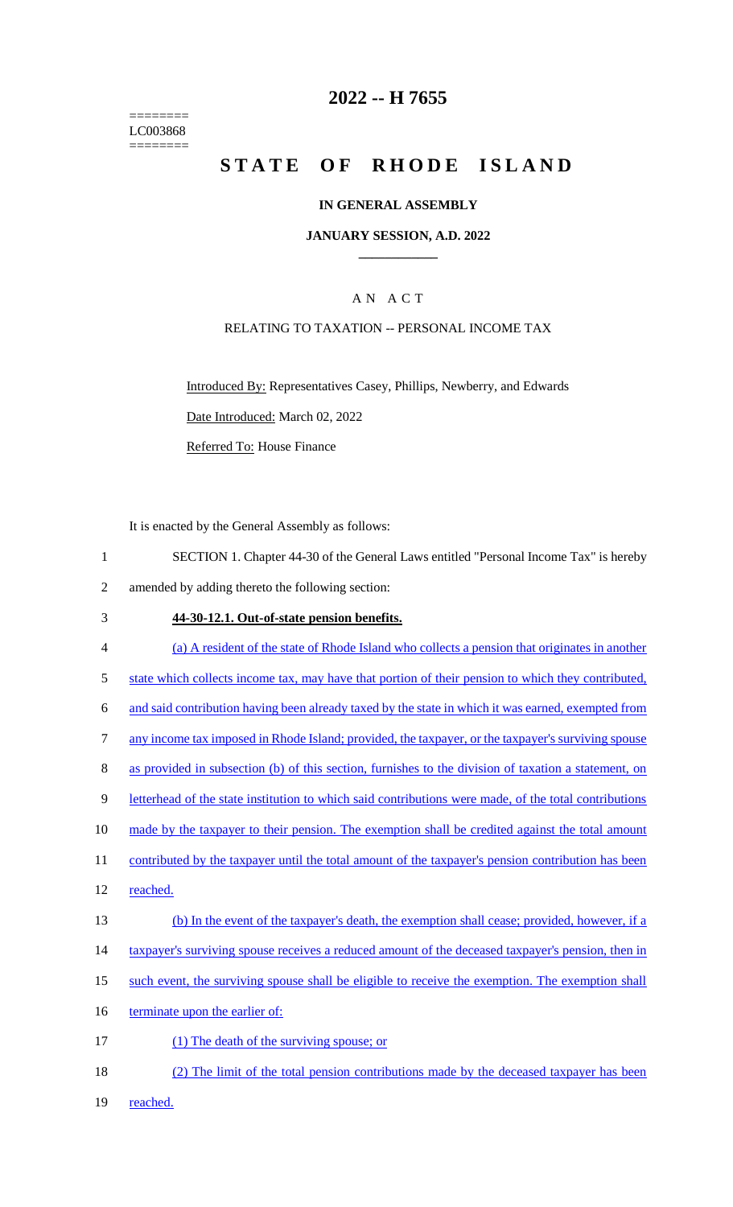========
LC003868
========

# 2022 -- H 7655

# STATE OF RHODE ISLAND

## IN GENERAL ASSEMBLY

### JANUARY SESSION, A.D. 2022

### A N A C T

RELATING TO TAXATION -- PERSONAL INCOME TAX

Introduced By: Representatives Casey, Phillips, Newberry, and Edwards

Date Introduced: March 02, 2022

Referred To: House Finance

It is enacted by the General Assembly as follows:

1 SECTION 1. Chapter 44-30 of the General Laws entitled "Personal Income Tax" is hereby
2 amended by adding thereto the following section:

3 **44-30-12.1. Out-of-state pension benefits.**

4 (a) A resident of the state of Rhode Island who collects a pension that originates in another
5 state which collects income tax, may have that portion of their pension to which they contributed,
6 and said contribution having been already taxed by the state in which it was earned, exempted from
7 any income tax imposed in Rhode Island; provided, the taxpayer, or the taxpayer's surviving spouse
8 as provided in subsection (b) of this section, furnishes to the division of taxation a statement, on
9 letterhead of the state institution to which said contributions were made, of the total contributions
10 made by the taxpayer to their pension. The exemption shall be credited against the total amount
11 contributed by the taxpayer until the total amount of the taxpayer's pension contribution has been
12 reached.

13 (b) In the event of the taxpayer's death, the exemption shall cease; provided, however, if a
14 taxpayer's surviving spouse receives a reduced amount of the deceased taxpayer's pension, then in
15 such event, the surviving spouse shall be eligible to receive the exemption. The exemption shall
16 terminate upon the earlier of:

17 (1) The death of the surviving spouse; or

18 (2) The limit of the total pension contributions made by the deceased taxpayer has been
19 reached.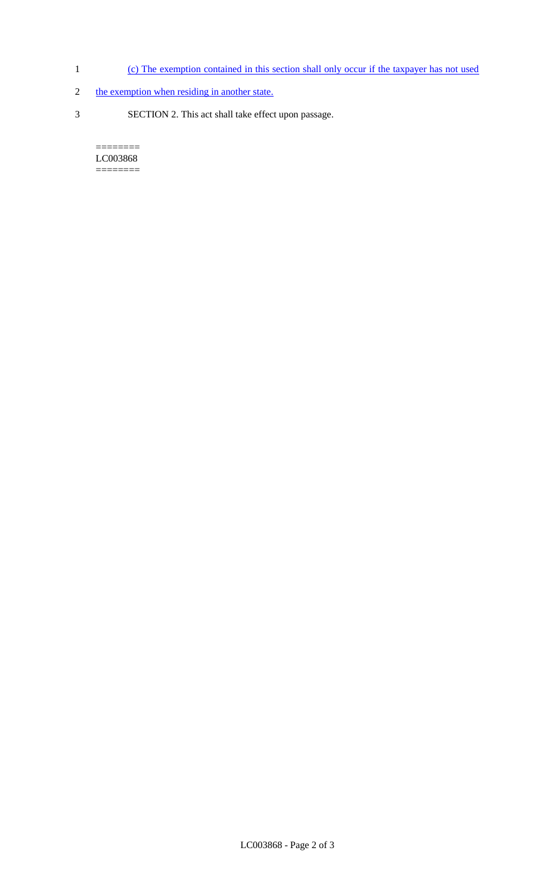(c) The exemption contained in this section shall only occur if the taxpayer has not used the exemption when residing in another state.

SECTION 2. This act shall take effect upon passage.

========
LC003868
========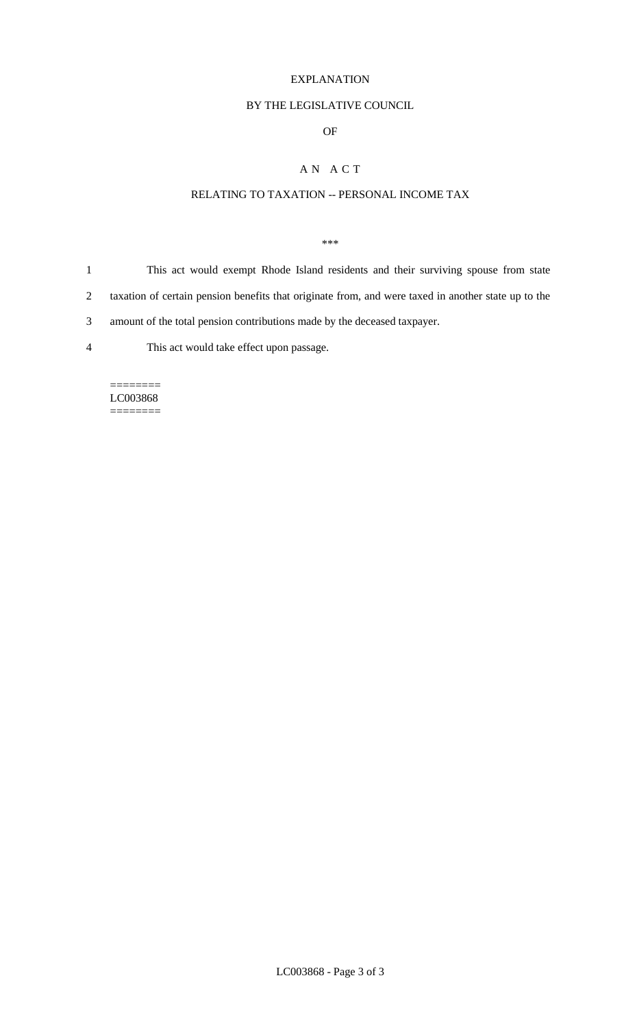EXPLANATION

BY THE LEGISLATIVE COUNCIL

OF

A N A C T

RELATING TO TAXATION -- PERSONAL INCOME TAX

\*\*\*

1 This act would exempt Rhode Island residents and their surviving spouse from state
2 taxation of certain pension benefits that originate from, and were taxed in another state up to the
3 amount of the total pension contributions made by the deceased taxpayer.
4 This act would take effect upon passage.

========
LC003868
========